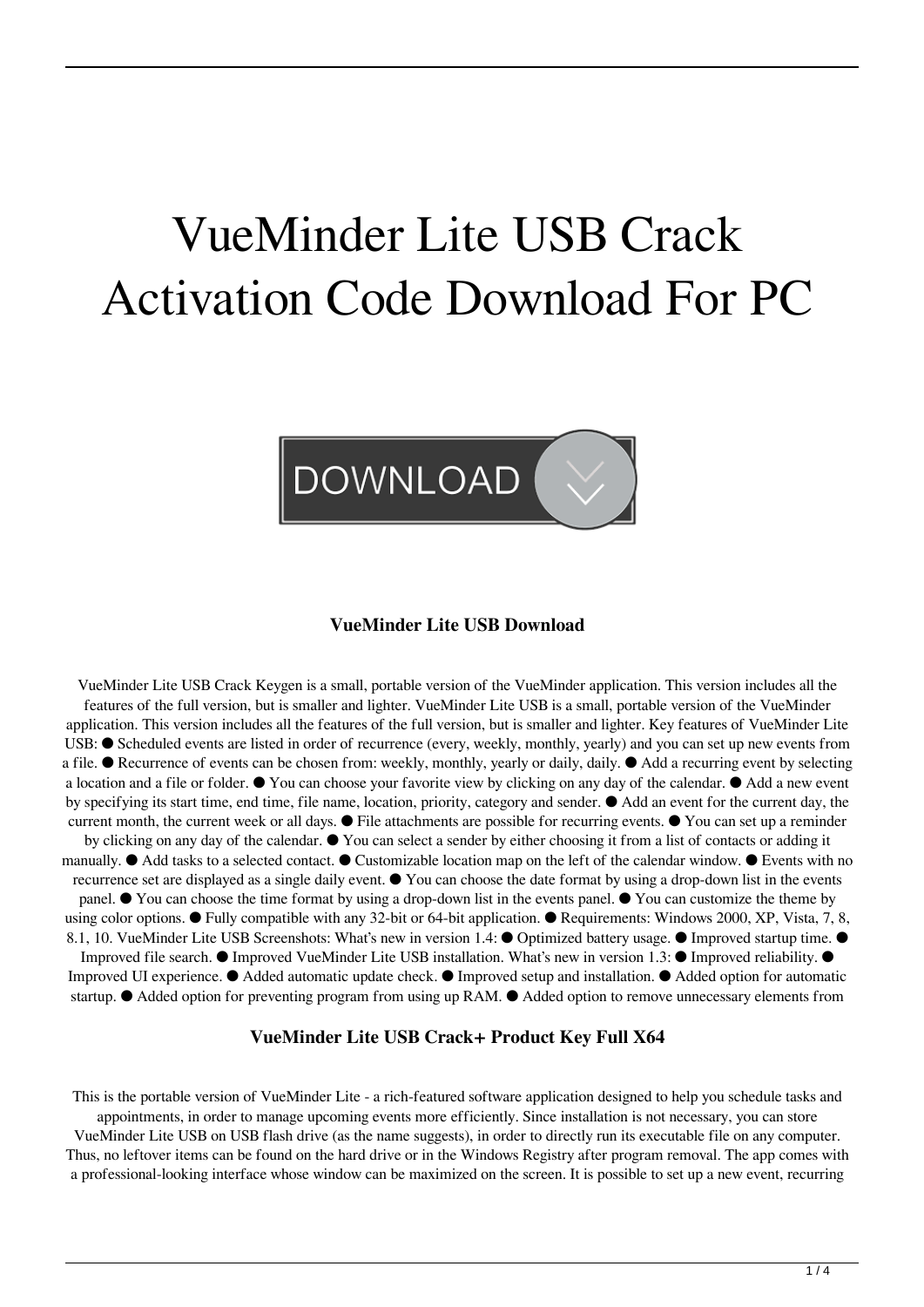# VueMinder Lite USB Crack Activation Code Download For PC

DOWNLOAD

### VueMinder Lite USB Download

VueMinder Lite USB Crack Keygen is a small, portable version of the VueMinder application. This version includes all the features of the full version, but is smaller and lighter. VueMinder Lite USB is a small, portable version of the VueMinder application. This version includes all the features of the full version, but is smaller and lighter. Key features of VueMinder Lite USB: ● Scheduled events are listed in order of recurrence (every, weekly, monthly, yearly) and you can set up new events from a file. ● Recurrence of events can be chosen from: weekly, monthly, yearly or daily, daily. ● Add a recurring event by selecting a location and a file or folder. ● You can choose your favorite view by clicking on any day of the calendar. ● Add a new event by specifying its start time, end time, file name, location, priority, category and sender. ● Add an event for the current day, the current month, the current week or all days. ● File attachments are possible for recurring events. ● You can set up a reminder by clicking on any day of the calendar. ● You can select a sender by either choosing it from a list of contacts or adding it manually. ● Add tasks to a selected contact. ● Customizable location map on the left of the calendar window. ● Events with no recurrence set are displayed as a single daily event. ● You can choose the date format by using a drop-down list in the events panel. ● You can choose the time format by using a drop-down list in the events panel. ● You can customize the theme by using color options. ● Fully compatible with any 32-bit or 64-bit application. ● Requirements: Windows 2000, XP, Vista, 7, 8, 8.1, 10. VueMinder Lite USB Screenshots: What's new in version 1.4: ● Optimized battery usage. ● Improved startup time. ● Improved file search. ● Improved VueMinder Lite USB installation. What's new in version 1.3: ● Improved reliability. ● Improved UI experience. ● Added automatic update check. ● Improved setup and installation. ● Added option for automatic startup. ● Added option for preventing program from using up RAM. ● Added option to remove unnecessary elements from

### VueMinder Lite USB Crack+ Product Key Full X64

This is the portable version of VueMinder Lite - a rich-featured software application designed to help you schedule tasks and appointments, in order to manage upcoming events more efficiently. Since installation is not necessary, you can store VueMinder Lite USB on USB flash drive (as the name suggests), in order to directly run its executable file on any computer. Thus, no leftover items can be found on the hard drive or in the Windows Registry after program removal. The app comes with a professional-looking interface whose window can be maximized on the screen. It is possible to set up a new event, recurring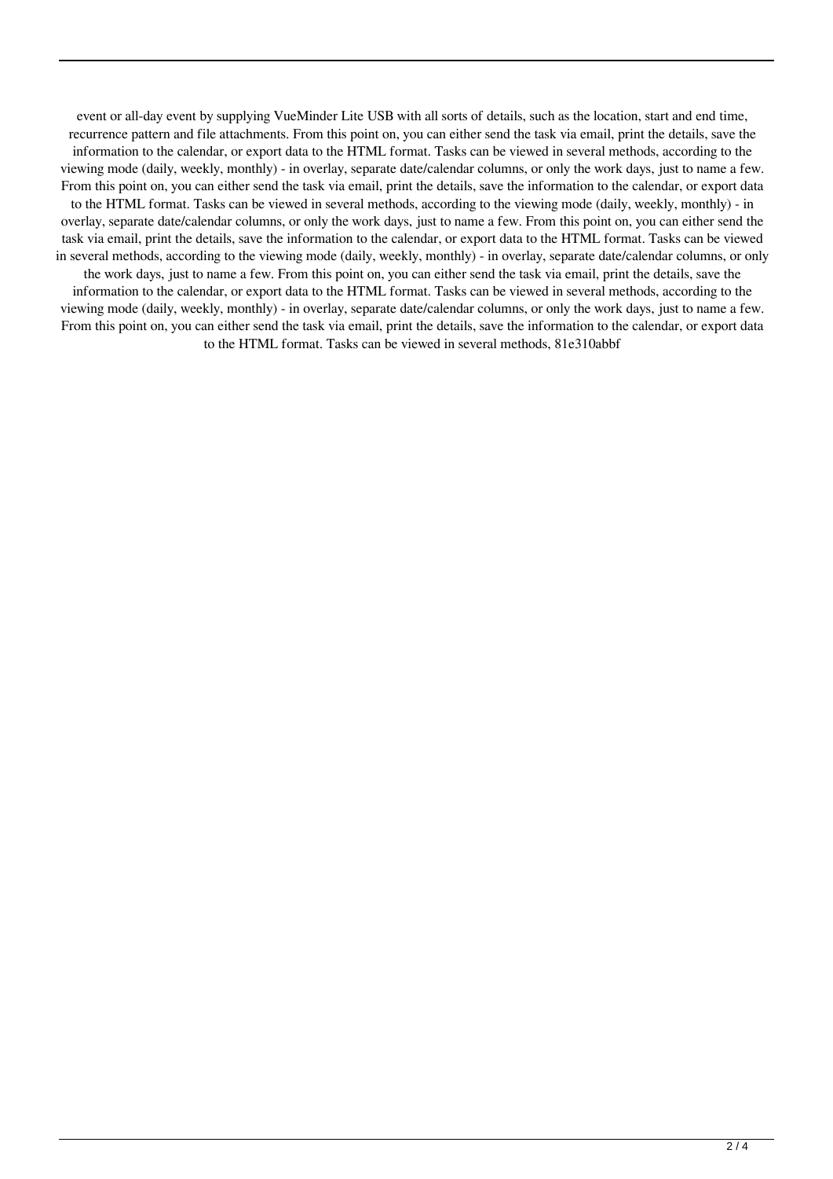event or all-day event by supplying VueMinder Lite USB with all sorts of details, such as the location, start and end time, recurrence pattern and file attachments. From this point on, you can either send the task via email, print the details, save the information to the calendar, or export data to the HTML format. Tasks can be viewed in several methods, according to the viewing mode (daily, weekly, monthly) - in overlay, separate date/calendar columns, or only the work days, just to name a few. From this point on, you can either send the task via email, print the details, save the information to the calendar, or export data to the HTML format. Tasks can be viewed in several methods, according to the viewing mode (daily, weekly, monthly) - in overlay, separate date/calendar columns, or only the work days, just to name a few. From this point on, you can either send the task via email, print the details, save the information to the calendar, or export data to the HTML format. Tasks can be viewed in several methods, according to the viewing mode (daily, weekly, monthly) - in overlay, separate date/calendar columns, or only the work days, just to name a few. From this point on, you can either send the task via email, print the details, save the information to the calendar, or export data to the HTML format. Tasks can be viewed in several methods, according to the viewing mode (daily, weekly, monthly) - in overlay, separate date/calendar columns, or only the work days, just to name a few. From this point on, you can either send the task via email, print the details, save the information to the calendar, or export data to the HTML format. Tasks can be viewed in several methods, 81e310abbf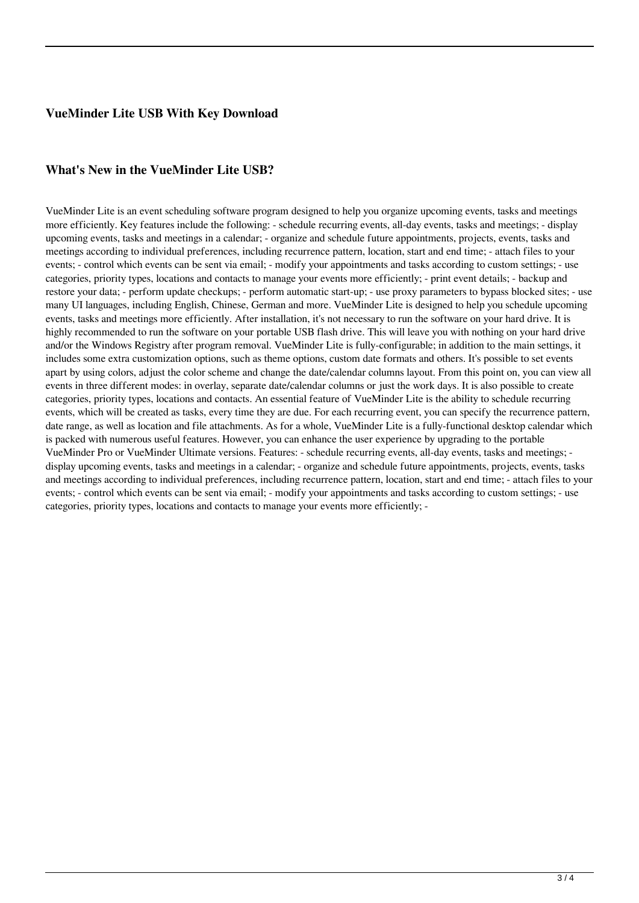### VueMinder Lite USB With Key Download

### What's New in the VueMinder Lite USB?

VueMinder Lite is an event scheduling software program designed to help you organize upcoming events, tasks and meetings more efficiently. Key features include the following: - schedule recurring events, all-day events, tasks and meetings; - display upcoming events, tasks and meetings in a calendar; - organize and schedule future appointments, projects, events, tasks and meetings according to individual preferences, including recurrence pattern, location, start and end time; - attach files to your events; - control which events can be sent via email; - modify your appointments and tasks according to custom settings; - use categories, priority types, locations and contacts to manage your events more efficiently; - print event details; - backup and restore your data; - perform update checkups; - perform automatic start-up; - use proxy parameters to bypass blocked sites; - use many UI languages, including English, Chinese, German and more. VueMinder Lite is designed to help you schedule upcoming events, tasks and meetings more efficiently. After installation, it's not necessary to run the software on your hard drive. It is highly recommended to run the software on your portable USB flash drive. This will leave you with nothing on your hard drive and/or the Windows Registry after program removal. VueMinder Lite is fully-configurable; in addition to the main settings, it includes some extra customization options, such as theme options, custom date formats and others. It's possible to set events apart by using colors, adjust the color scheme and change the date/calendar columns layout. From this point on, you can view all events in three different modes: in overlay, separate date/calendar columns or just the work days. It is also possible to create categories, priority types, locations and contacts. An essential feature of VueMinder Lite is the ability to schedule recurring events, which will be created as tasks, every time they are due. For each recurring event, you can specify the recurrence pattern, date range, as well as location and file attachments. As for a whole, VueMinder Lite is a fully-functional desktop calendar which is packed with numerous useful features. However, you can enhance the user experience by upgrading to the portable VueMinder Pro or VueMinder Ultimate versions. Features: - schedule recurring events, all-day events, tasks and meetings; - display upcoming events, tasks and meetings in a calendar; - organize and schedule future appointments, projects, events, tasks and meetings according to individual preferences, including recurrence pattern, location, start and end time; - attach files to your events; - control which events can be sent via email; - modify your appointments and tasks according to custom settings; - use categories, priority types, locations and contacts to manage your events more efficiently; -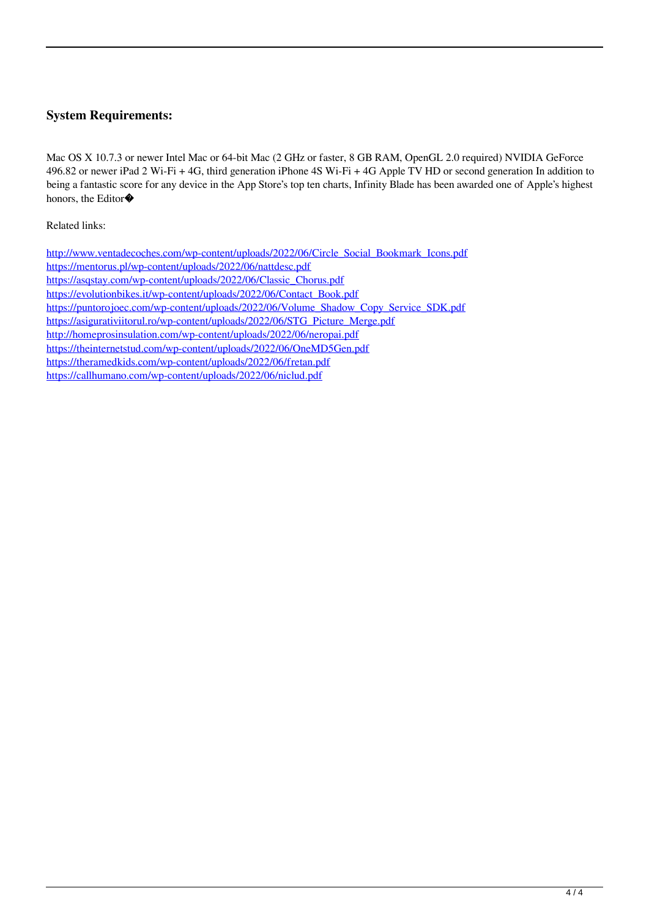### System Requirements:

Mac OS X 10.7.3 or newer Intel Mac or 64-bit Mac (2 GHz or faster, 8 GB RAM, OpenGL 2.0 required) NVIDIA GeForce 496.82 or newer iPad 2 Wi-Fi + 4G, third generation iPhone 4S Wi-Fi + 4G Apple TV HD or second generation In addition to being a fantastic score for any device in the App Store's top ten charts, Infinity Blade has been awarded one of Apple's highest honors, the Editor�

Related links:

http://www.ventadecoches.com/wp-content/uploads/2022/06/Circle_Social_Bookmark_Icons.pdf
https://mentorus.pl/wp-content/uploads/2022/06/nattdesc.pdf
https://asqstay.com/wp-content/uploads/2022/06/Classic_Chorus.pdf
https://evolutionbikes.it/wp-content/uploads/2022/06/Contact_Book.pdf
https://puntorojoec.com/wp-content/uploads/2022/06/Volume_Shadow_Copy_Service_SDK.pdf
https://asigurativiitorul.ro/wp-content/uploads/2022/06/STG_Picture_Merge.pdf
http://homeprosinsulation.com/wp-content/uploads/2022/06/neropai.pdf
https://theinternetstud.com/wp-content/uploads/2022/06/OneMD5Gen.pdf
https://theramedkids.com/wp-content/uploads/2022/06/fretan.pdf
https://callhumano.com/wp-content/uploads/2022/06/niclud.pdf